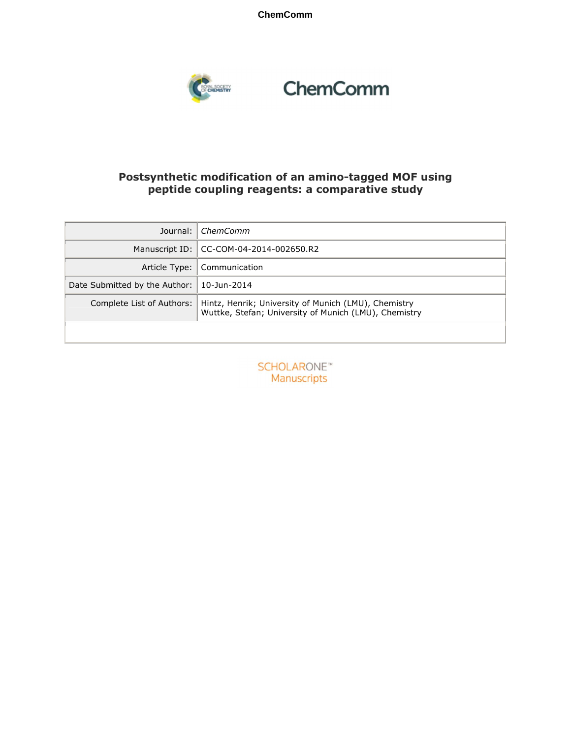ChemComm

# Postsynthetic modification of an amino-tagged MOF using peptide coupling reagents: a comparative study

| | |
|---|---|
| Journal: | *ChemComm* |
| Manuscript ID: | CC-COM-04-2014-002650.R2 |
| Article Type: | Communication |
| Date Submitted by the Author: | 10-Jun-2014 |
| Complete List of Authors: | Hintz, Henrik; University of Munich (LMU), Chemistry<br>Wuttke, Stefan; University of Munich (LMU), Chemistry |

SCHOLARONE™
Manuscripts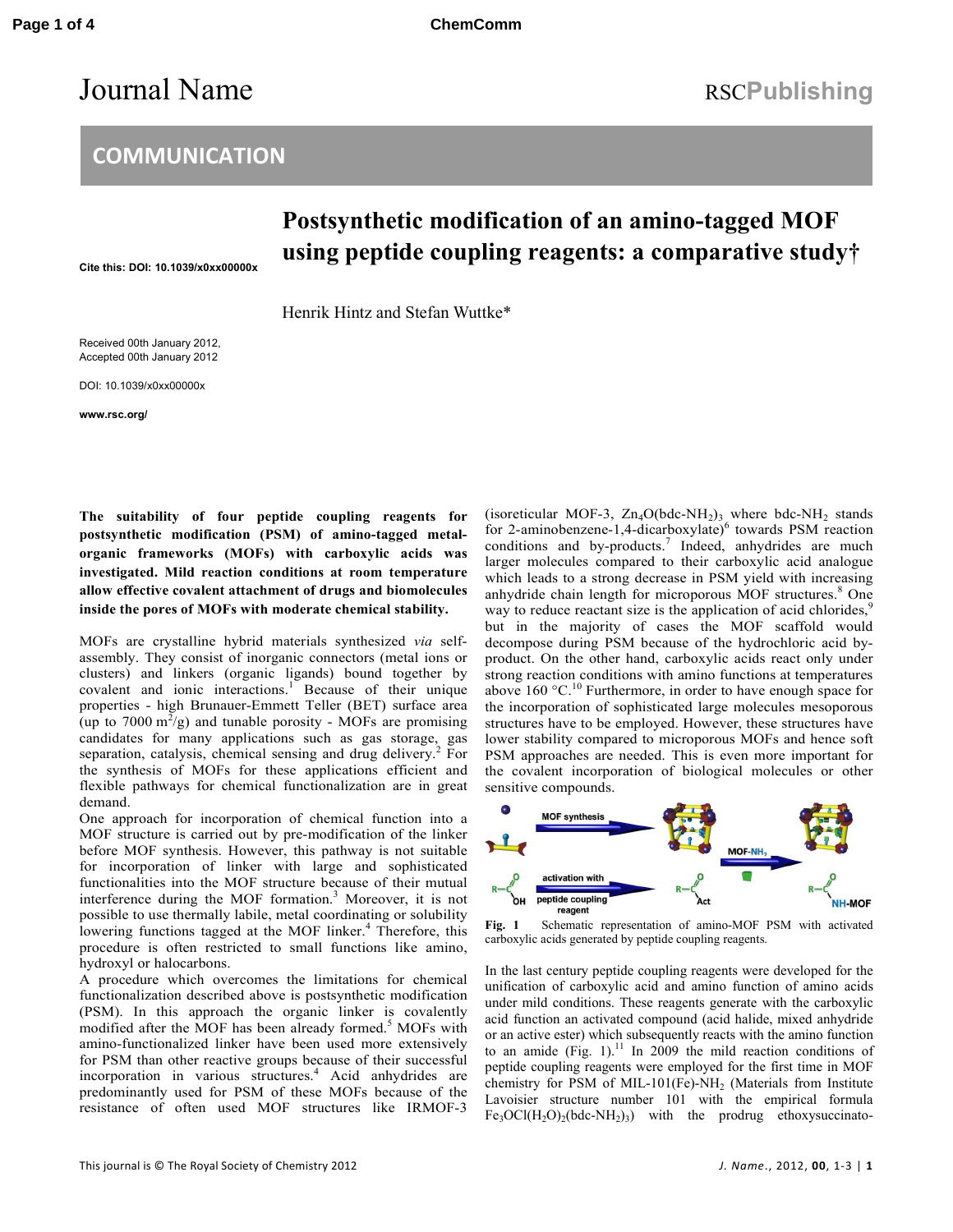Journal Name

RSCPublishing

## COMMUNICATION

# Postsynthetic modification of an amino-tagged MOF using peptide coupling reagents: a comparative study†

Cite this: DOI: 10.1039/x0xx00000x

Henrik Hintz and Stefan Wuttke*

Received 00th January 2012, Accepted 00th January 2012

DOI: 10.1039/x0xx00000x

www.rsc.org/

**The suitability of four peptide coupling reagents for postsynthetic modification (PSM) of amino-tagged metal-organic frameworks (MOFs) with carboxylic acids was investigated. Mild reaction conditions at room temperature allow effective covalent attachment of drugs and biomolecules inside the pores of MOFs with moderate chemical stability.**

MOFs are crystalline hybrid materials synthesized *via* self-assembly. They consist of inorganic connectors (metal ions or clusters) and linkers (organic ligands) bound together by covalent and ionic interactions.[1] Because of their unique properties - high Brunauer-Emmett Teller (BET) surface area (up to 7000 $m^2$/g) and tunable porosity - MOFs are promising candidates for many applications such as gas storage, gas separation, catalysis, chemical sensing and drug delivery.[2] For the synthesis of MOFs for these applications efficient and flexible pathways for chemical functionalization are in great demand.

One approach for incorporation of chemical function into a MOF structure is carried out by pre-modification of the linker before MOF synthesis. However, this pathway is not suitable for incorporation of linker with large and sophisticated functionalities into the MOF structure because of their mutual interference during the MOF formation.[3] Moreover, it is not possible to use thermally labile, metal coordinating or solubility lowering functions tagged at the MOF linker.[4] Therefore, this procedure is often restricted to small functions like amino, hydroxyl or halocarbons.

A procedure which overcomes the limitations for chemical functionalization described above is postsynthetic modification (PSM). In this approach the organic linker is covalently modified after the MOF has been already formed.[5] MOFs with amino-functionalized linker have been used more extensively for PSM than other reactive groups because of their successful incorporation in various structures.[4] Acid anhydrides are predominantly used for PSM of these MOFs because of the resistance of often used MOF structures like IRMOF-3 (isoreticular MOF-3, $Zn_4O(bdc\text{-}NH_2)_3$ where bdc-$NH_2$ stands for 2-aminobenzene-1,4-dicarboxylate)[6] towards PSM reaction conditions and by-products.[7] Indeed, anhydrides are much larger molecules compared to their carboxylic acid analogue which leads to a strong decrease in PSM yield with increasing anhydride chain length for microporous MOF structures.[8] One way to reduce reactant size is the application of acid chlorides,[9] but in the majority of cases the MOF scaffold would decompose during PSM because of the hydrochloric acid by-product. On the other hand, carboxylic acids react only under strong reaction conditions with amino functions at temperatures above 160 °C.[10] Furthermore, in order to have enough space for the incorporation of sophisticated large molecules mesoporous structures have to be employed. However, these structures have lower stability compared to microporous MOFs and hence soft PSM approaches are needed. This is even more important for the covalent incorporation of biological molecules or other sensitive compounds.

**Fig. 1** Schematic representation of amino-MOF PSM with activated carboxylic acids generated by peptide coupling reagents.

In the last century peptide coupling reagents were developed for the unification of carboxylic acid and amino function of amino acids under mild conditions. These reagents generate with the carboxylic acid function an activated compound (acid halide, mixed anhydride or an active ester) which subsequently reacts with the amino function to an amide (Fig. 1).[11] In 2009 the mild reaction conditions of peptide coupling reagents were employed for the first time in MOF chemistry for PSM of MIL-101(Fe)-$NH_2$ (Materials from Institute Lavoisier structure number 101 with the empirical formula $Fe_3OCl(H_2O)_2(bdc\text{-}NH_2)_3$) with the prodrug ethoxysuccinato-

This journal is © The Royal Society of Chemistry 2012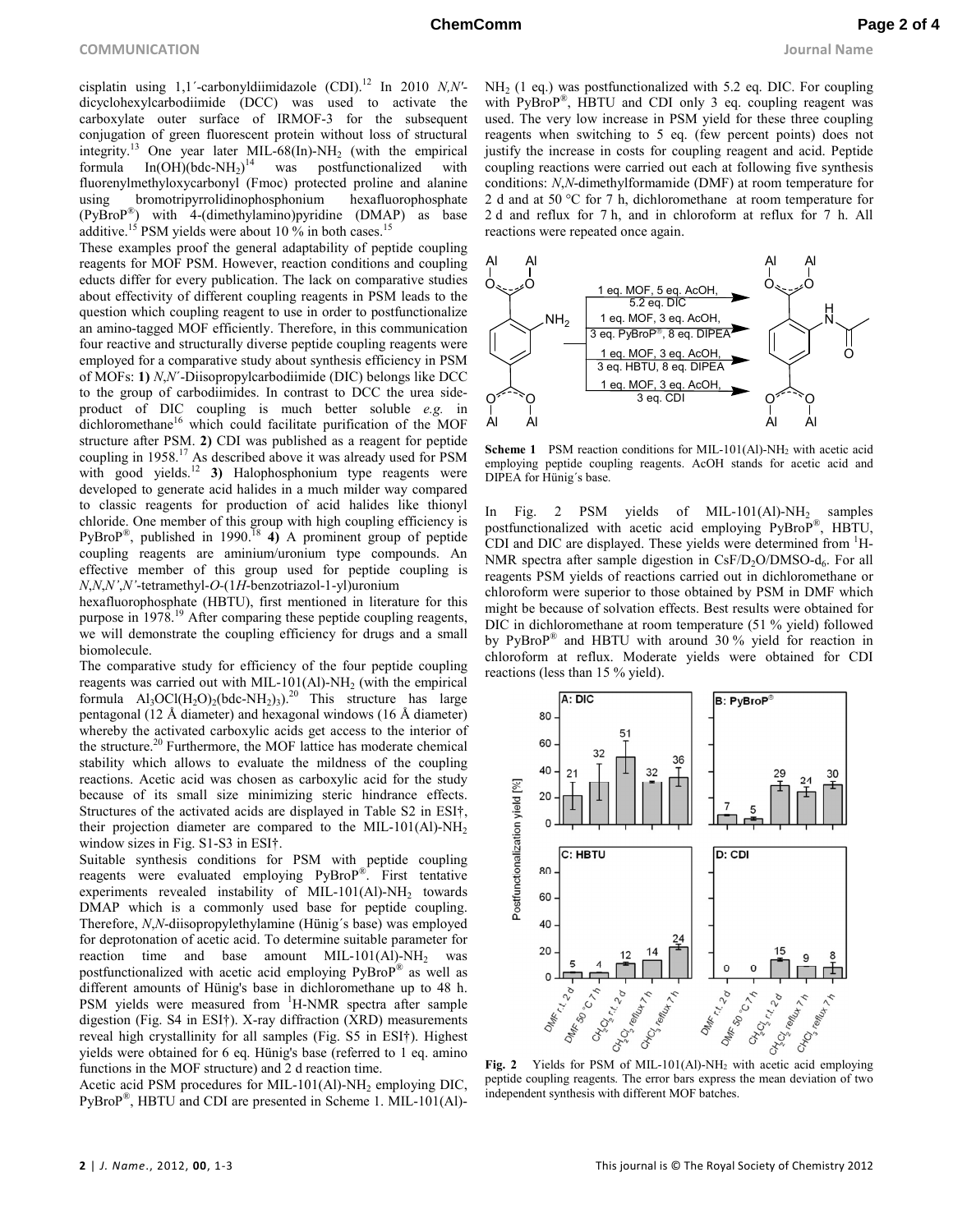cisplatin using 1,1´-carbonyldiimidazole (CDI).[12] In 2010 *N,N'*-dicyclohexylcarbodiimide (DCC) was used to activate the carboxylate outer surface of IRMOF-3 for the subsequent conjugation of green fluorescent protein without loss of structural integrity.[13] One year later MIL-68(In)-$NH_2$ (with the empirical formula $In(OH)(bdc\text{-}NH_2)$[14] was postfunctionalized with fluorenylmethyloxycarbonyl (Fmoc) protected proline and alanine using bromotripyrrolidinophosphonium hexafluorophosphate (PyBroP®) with 4-(dimethylamino)pyridine (DMAP) as base additive.[15] PSM yields were about 10 % in both cases.[15]

These examples proof the general adaptability of peptide coupling reagents for MOF PSM. However, reaction conditions and coupling educts differ for every publication. The lack on comparative studies about effectivity of different coupling reagents in PSM leads to the question which coupling reagent to use in order to postfunctionalize an amino-tagged MOF efficiently. Therefore, in this communication four reactive and structurally diverse peptide coupling reagents were employed for a comparative study about synthesis efficiency in PSM of MOFs: **1)** *N,N´*-Diisopropylcarbodiimide (DIC) belongs like DCC to the group of carbodiimides. In contrast to DCC the urea side-product of DIC coupling is much better soluble *e.g.* in dichloromethane[16] which could facilitate purification of the MOF structure after PSM. **2)** CDI was published as a reagent for peptide coupling in 1958.[17] As described above it was already used for PSM with good yields.[12] **3)** Halophosphonium type reagents were developed to generate acid halides in a much milder way compared to classic reagents for production of acid halides like thionyl chloride. One member of this group with high coupling efficiency is PyBroP®, published in 1990.[18] **4)** A prominent group of peptide coupling reagents are aminium/uronium type compounds. An effective member of this group used for peptide coupling is *N,N,N',N'*-tetramethyl-*O*-(1*H*-benzotriazol-1-yl)uronium hexafluorophosphate (HBTU), first mentioned in literature for this purpose in 1978.[19] After comparing these peptide coupling reagents, we will demonstrate the coupling efficiency for drugs and a small biomolecule.

The comparative study for efficiency of the four peptide coupling reagents was carried out with MIL-101(Al)-$NH_2$ (with the empirical formula $Al_3OCl(H_2O)_2(bdc\text{-}NH_2)_3$).[20] This structure has large pentagonal (12 Å diameter) and hexagonal windows (16 Å diameter) whereby the activated carboxylic acids get access to the interior of the structure.[20] Furthermore, the MOF lattice has moderate chemical stability which allows to evaluate the mildness of the coupling reactions. Acetic acid was chosen as carboxylic acid for the study because of its small size minimizing steric hindrance effects. Structures of the activated acids are displayed in Table S2 in ESI†, their projection diameter are compared to the MIL-101(Al)-$NH_2$ window sizes in Fig. S1-S3 in ESI†.

Suitable synthesis conditions for PSM with peptide coupling reagents were evaluated employing PyBroP®. First tentative experiments revealed instability of MIL-101(Al)-$NH_2$ towards DMAP which is a commonly used base for peptide coupling. Therefore, *N,N*-diisopropylethylamine (Hünig´s base) was employed for deprotonation of acetic acid. To determine suitable parameter for reaction time and base amount MIL-101(Al)-$NH_2$ was postfunctionalized with acetic acid employing PyBroP® as well as different amounts of Hünig's base in dichloromethane up to 48 h. PSM yields were measured from $^1$H-NMR spectra after sample digestion (Fig. S4 in ESI†). X-ray diffraction (XRD) measurements reveal high crystallinity for all samples (Fig. S5 in ESI†). Highest yields were obtained for 6 eq. Hünig's base (referred to 1 eq. amino functions in the MOF structure) and 2 d reaction time.

Acetic acid PSM procedures for MIL-101(Al)-$NH_2$ employing DIC, PyBroP®, HBTU and CDI are presented in Scheme 1. MIL-101(Al)-$NH_2$ (1 eq.) was postfunctionalized with 5.2 eq. DIC. For coupling with PyBroP®, HBTU and CDI only 3 eq. coupling reagent was used. The very low increase in PSM yield for these three coupling reagents when switching to 5 eq. (few percent points) does not justify the increase in costs for coupling reagent and acid. Peptide coupling reactions were carried out each at following five synthesis conditions: *N,N*-dimethylformamide (DMF) at room temperature for 2 d and at 50 °C for 7 h, dichloromethane at room temperature for 2 d and reflux for 7 h, and in chloroform at reflux for 7 h. All reactions were repeated once again.

**Scheme 1** PSM reaction conditions for MIL-101(Al)-$NH_2$ with acetic acid employing peptide coupling reagents. AcOH stands for acetic acid and DIPEA for Hünig´s base.

In Fig. 2 PSM yields of MIL-101(Al)-$NH_2$ samples postfunctionalized with acetic acid employing PyBroP®, HBTU, CDI and DIC are displayed. These yields were determined from $^1$H-NMR spectra after sample digestion in CsF/$D_2O$/DMSO-$d_6$. For all reagents PSM yields of reactions carried out in dichloromethane or chloroform were superior to those obtained by PSM in DMF which might be because of solvation effects. Best results were obtained for DIC in dichloromethane at room temperature (51 % yield) followed by PyBroP® and HBTU with around 30 % yield for reaction in chloroform at reflux. Moderate yields were obtained for CDI reactions (less than 15 % yield).

**Fig. 2** Yields for PSM of MIL-101(Al)-$NH_2$ with acetic acid employing peptide coupling reagents. The error bars express the mean deviation of two independent synthesis with different MOF batches.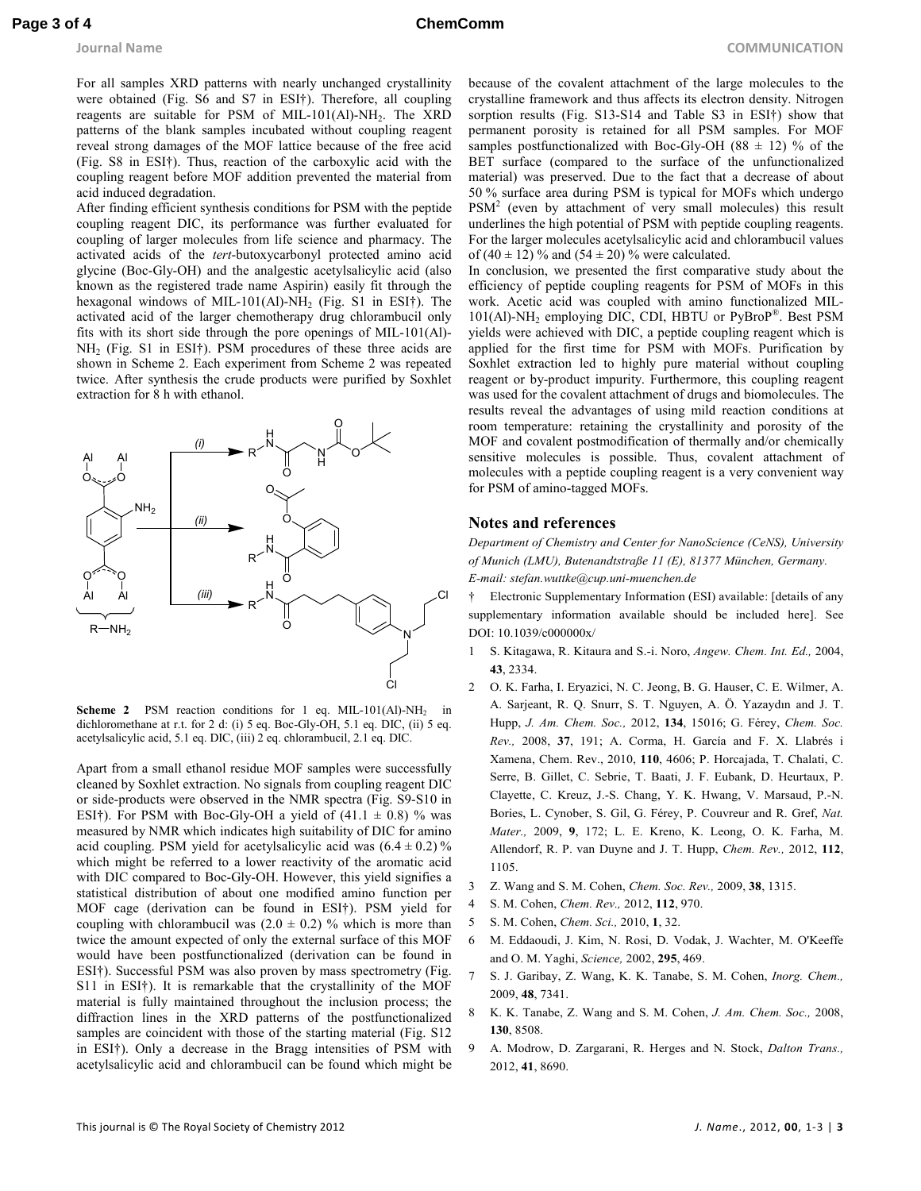For all samples XRD patterns with nearly unchanged crystallinity were obtained (Fig. S6 and S7 in ESI†). Therefore, all coupling reagents are suitable for PSM of MIL-101(Al)-$NH_2$. The XRD patterns of the blank samples incubated without coupling reagent reveal strong damages of the MOF lattice because of the free acid (Fig. S8 in ESI†). Thus, reaction of the carboxylic acid with the coupling reagent before MOF addition prevented the material from acid induced degradation.

After finding efficient synthesis conditions for PSM with the peptide coupling reagent DIC, its performance was further evaluated for coupling of larger molecules from life science and pharmacy. The activated acids of the *tert*-butoxycarbonyl protected amino acid glycine (Boc-Gly-OH) and the analgestic acetylsalicylic acid (also known as the registered trade name Aspirin) easily fit through the hexagonal windows of MIL-101(Al)-$NH_2$ (Fig. S1 in ESI†). The activated acid of the larger chemotherapy drug chlorambucil only fits with its short side through the pore openings of MIL-101(Al)-$NH_2$ (Fig. S1 in ESI†). PSM procedures of these three acids are shown in Scheme 2. Each experiment from Scheme 2 was repeated twice. After synthesis the crude products were purified by Soxhlet extraction for 8 h with ethanol.

**Scheme 2** PSM reaction conditions for 1 eq. MIL-101(Al)-$NH_2$ in dichloromethane at r.t. for 2 d: (i) 5 eq. Boc-Gly-OH, 5.1 eq. DIC, (ii) 5 eq. acetylsalicylic acid, 5.1 eq. DIC, (iii) 2 eq. chlorambucil, 2.1 eq. DIC.

Apart from a small ethanol residue MOF samples were successfully cleaned by Soxhlet extraction. No signals from coupling reagent DIC or side-products were observed in the NMR spectra (Fig. S9-S10 in ESI†). For PSM with Boc-Gly-OH a yield of $(41.1 \pm 0.8)$ % was measured by NMR which indicates high suitability of DIC for amino acid coupling. PSM yield for acetylsalicylic acid was $(6.4 \pm 0.2)$ % which might be referred to a lower reactivity of the aromatic acid with DIC compared to Boc-Gly-OH. However, this yield signifies a statistical distribution of about one modified amino function per MOF cage (derivation can be found in ESI†). PSM yield for coupling with chlorambucil was $(2.0 \pm 0.2)$ % which is more than twice the amount expected of only the external surface of this MOF would have been postfunctionalized (derivation can be found in ESI†). Successful PSM was also proven by mass spectrometry (Fig. S11 in ESI†). It is remarkable that the crystallinity of the MOF material is fully maintained throughout the inclusion process; the diffraction lines in the XRD patterns of the postfunctionalized samples are coincident with those of the starting material (Fig. S12 in ESI†). Only a decrease in the Bragg intensities of PSM with acetylsalicylic acid and chlorambucil can be found which might be because of the covalent attachment of the large molecules to the crystalline framework and thus affects its electron density. Nitrogen sorption results (Fig. S13-S14 and Table S3 in ESI†) show that permanent porosity is retained for all PSM samples. For MOF samples postfunctionalized with Boc-Gly-OH $(88 \pm 12)$ % of the BET surface (compared to the surface of the unfunctionalized material) was preserved. Due to the fact that a decrease of about 50 % surface area during PSM is typical for MOFs which undergo PSM[2] (even by attachment of very small molecules) this result underlines the high potential of PSM with peptide coupling reagents. For the larger molecules acetylsalicylic acid and chlorambucil values of $(40 \pm 12)$ % and $(54 \pm 20)$ % were calculated.

In conclusion, we presented the first comparative study about the efficiency of peptide coupling reagents for PSM of MOFs in this work. Acetic acid was coupled with amino functionalized MIL-101(Al)-$NH_2$ employing DIC, CDI, HBTU or PyBroP®. Best PSM yields were achieved with DIC, a peptide coupling reagent which is applied for the first time for PSM with MOFs. Purification by Soxhlet extraction led to highly pure material without coupling reagent or by-product impurity. Furthermore, this coupling reagent was used for the covalent attachment of drugs and biomolecules. The results reveal the advantages of using mild reaction conditions at room temperature: retaining the crystallinity and porosity of the MOF and covalent postmodification of thermally and/or chemically sensitive molecules is possible. Thus, covalent attachment of molecules with a peptide coupling reagent is a very convenient way for PSM of amino-tagged MOFs.

## Notes and references

*Department of Chemistry and Center for NanoScience (CeNS), University of Munich (LMU), Butenandtstraße 11 (E), 81377 München, Germany. E-mail: stefan.wuttke@cup.uni-muenchen.de*

† Electronic Supplementary Information (ESI) available: [details of any supplementary information available should be included here]. See DOI: 10.1039/c000000x/

1. S. Kitagawa, R. Kitaura and S.-i. Noro, *Angew. Chem. Int. Ed.,* 2004, **43**, 2334.
2. O. K. Farha, I. Eryazici, N. C. Jeong, B. G. Hauser, C. E. Wilmer, A. A. Sarjeant, R. Q. Snurr, S. T. Nguyen, A. Ö. Yazaydın and J. T. Hupp, *J. Am. Chem. Soc.,* 2012, **134**, 15016; G. Férey, *Chem. Soc. Rev.,* 2008, **37**, 191; A. Corma, H. García and F. X. Llabrés i Xamena, Chem. Rev., 2010, **110**, 4606; P. Horcajada, T. Chalati, C. Serre, B. Gillet, C. Sebrie, T. Baati, J. F. Eubank, D. Heurtaux, P. Clayette, C. Kreuz, J.-S. Chang, Y. K. Hwang, V. Marsaud, P.-N. Bories, L. Cynober, S. Gil, G. Férey, P. Couvreur and R. Gref, *Nat. Mater.,* 2009, **9**, 172; L. E. Kreno, K. Leong, O. K. Farha, M. Allendorf, R. P. van Duyne and J. T. Hupp, *Chem. Rev.,* 2012, **112**, 1105.
3. Z. Wang and S. M. Cohen, *Chem. Soc. Rev.,* 2009, **38**, 1315.
4. S. M. Cohen, *Chem. Rev.,* 2012, **112**, 970.
5. S. M. Cohen, *Chem. Sci.,* 2010, **1**, 32.
6. M. Eddaoudi, J. Kim, N. Rosi, D. Vodak, J. Wachter, M. O'Keeffe and O. M. Yaghi, *Science,* 2002, **295**, 469.
7. S. J. Garibay, Z. Wang, K. K. Tanabe, S. M. Cohen, *Inorg. Chem.,* 2009, **48**, 7341.
8. K. K. Tanabe, Z. Wang and S. M. Cohen, *J. Am. Chem. Soc.,* 2008, **130**, 8508.
9. A. Modrow, D. Zargarani, R. Herges and N. Stock, *Dalton Trans.,* 2012, **41**, 8690.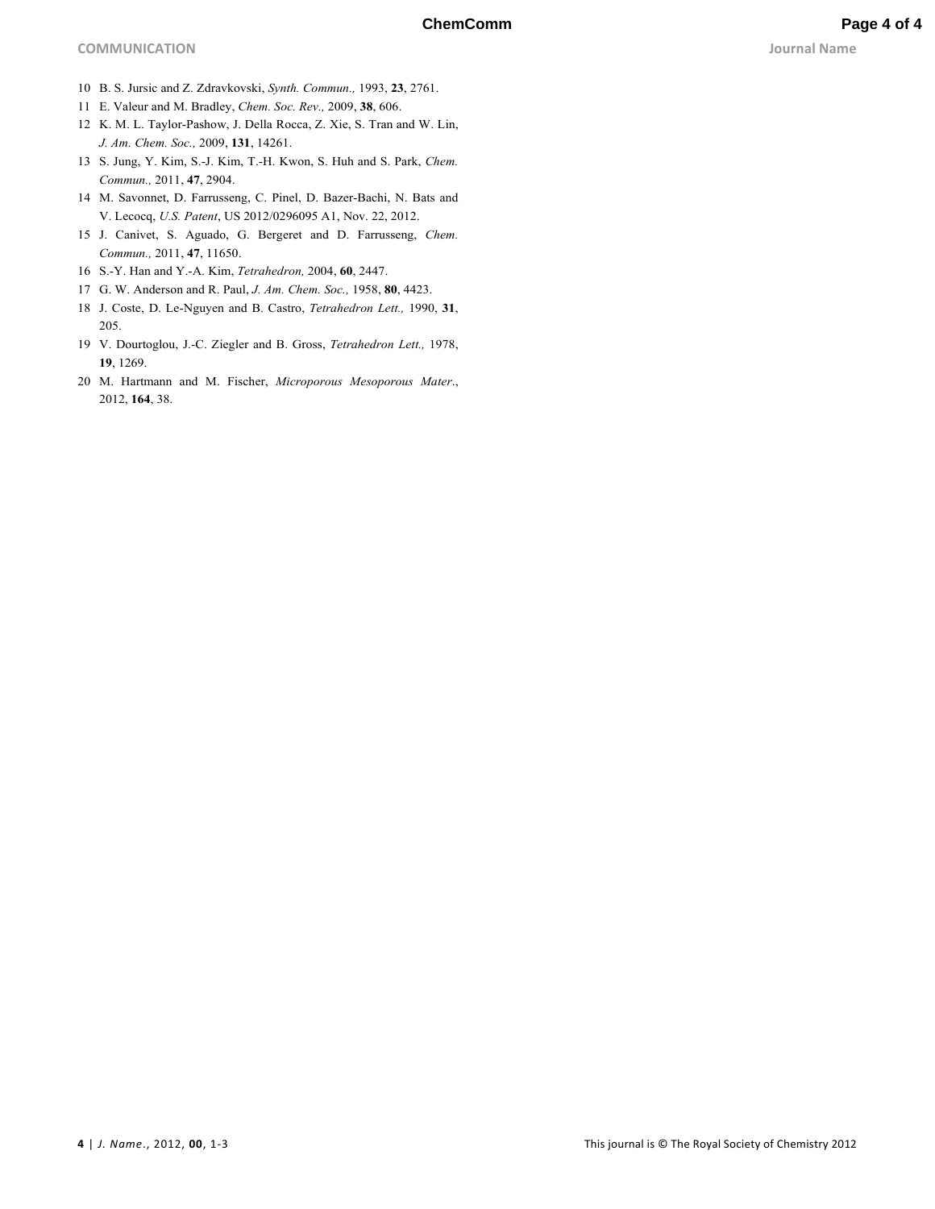10 B. S. Jursic and Z. Zdravkovski, *Synth. Commun.,* 1993, **23**, 2761.

11 E. Valeur and M. Bradley, *Chem. Soc. Rev.,* 2009, **38**, 606.

12 K. M. L. Taylor-Pashow, J. Della Rocca, Z. Xie, S. Tran and W. Lin, *J. Am. Chem. Soc.,* 2009, **131**, 14261.

13 S. Jung, Y. Kim, S.-J. Kim, T.-H. Kwon, S. Huh and S. Park, *Chem. Commun.,* 2011, **47**, 2904.

14 M. Savonnet, D. Farrusseng, C. Pinel, D. Bazer-Bachi, N. Bats and V. Lecocq, *U.S. Patent*, US 2012/0296095 A1, Nov. 22, 2012.

15 J. Canivet, S. Aguado, G. Bergeret and D. Farrusseng, *Chem. Commun.,* 2011, **47**, 11650.

16 S.-Y. Han and Y.-A. Kim, *Tetrahedron,* 2004, **60**, 2447.

17 G. W. Anderson and R. Paul, *J. Am. Chem. Soc.,* 1958, **80**, 4423.

18 J. Coste, D. Le-Nguyen and B. Castro, *Tetrahedron Lett.,* 1990, **31**, 205.

19 V. Dourtoglou, J.-C. Ziegler and B. Gross, *Tetrahedron Lett.,* 1978, **19**, 1269.

20 M. Hartmann and M. Fischer, *Microporous Mesoporous Mater*., 2012, **164**, 38.